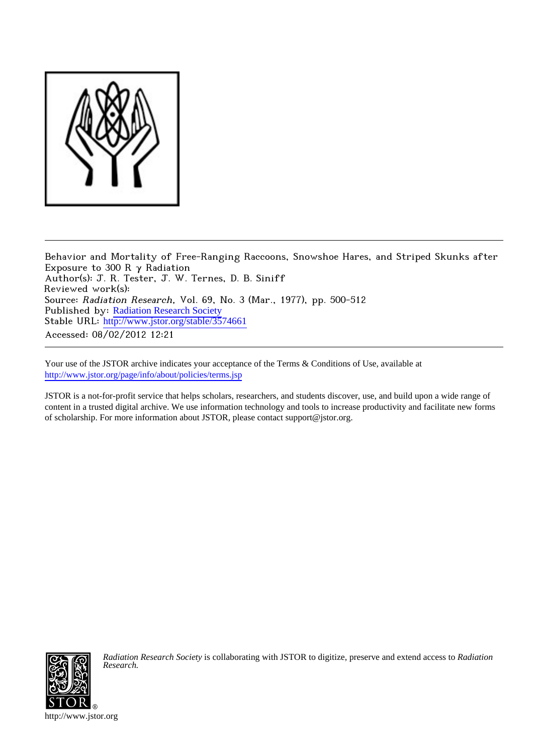Behavior and Mortality of Free-Ranging Raccoons, Snowshoe Hares, and Striped Skunks after Exposure to 300 R $\gamma$ Radiation
Author(s): J. R. Tester, J. W. Ternes, D. B. Siniff
Reviewed work(s):
Source: *Radiation Research*, Vol. 69, No. 3 (Mar., 1977), pp. 500-512
Published by: Radiation Research Society
Stable URL: http://www.jstor.org/stable/3574661
Accessed: 08/02/2012 12:21

Your use of the JSTOR archive indicates your acceptance of the Terms & Conditions of Use, available at http://www.jstor.org/page/info/about/policies/terms.jsp

JSTOR is a not-for-profit service that helps scholars, researchers, and students discover, use, and build upon a wide range of content in a trusted digital archive. We use information technology and tools to increase productivity and facilitate new forms of scholarship. For more information about JSTOR, please contact support@jstor.org.

*Radiation Research Society* is collaborating with JSTOR to digitize, preserve and extend access to *Radiation Research.*

http://www.jstor.org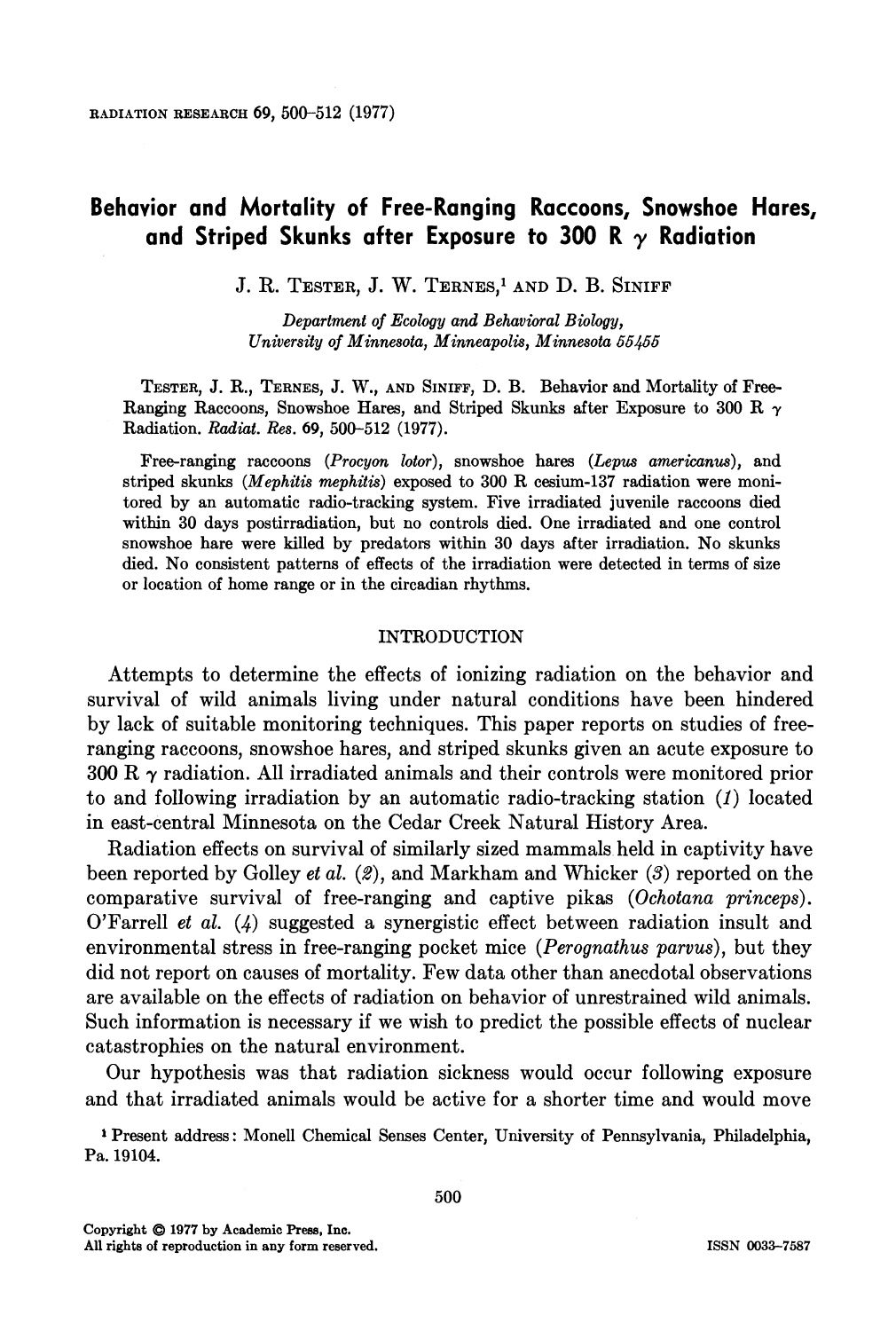# Behavior and Mortality of Free-Ranging Raccoons, Snowshoe Hares, and Striped Skunks after Exposure to 300 R γ Radiation

J. R. Tester, J. W. Ternes,[1] and D. B. Siniff

*Department of Ecology and Behavioral Biology, University of Minnesota, Minneapolis, Minnesota 55455*

Tester, J. R., Ternes, J. W., and Siniff, D. B. Behavior and Mortality of Free-Ranging Raccoons, Snowshoe Hares, and Striped Skunks after Exposure to 300 R γ Radiation. *Radiat. Res.* 69, 500–512 (1977).

Free-ranging raccoons (*Procyon lotor*), snowshoe hares (*Lepus americanus*), and striped skunks (*Mephitis mephitis*) exposed to 300 R cesium-137 radiation were monitored by an automatic radio-tracking system. Five irradiated juvenile raccoons died within 30 days postirradiation, but no controls died. One irradiated and one control snowshoe hare were killed by predators within 30 days after irradiation. No skunks died. No consistent patterns of effects of the irradiation were detected in terms of size or location of home range or in the circadian rhythms.

## INTRODUCTION

Attempts to determine the effects of ionizing radiation on the behavior and survival of wild animals living under natural conditions have been hindered by lack of suitable monitoring techniques. This paper reports on studies of free-ranging raccoons, snowshoe hares, and striped skunks given an acute exposure to 300 R γ radiation. All irradiated animals and their controls were monitored prior to and following irradiation by an automatic radio-tracking station (*1*) located in east-central Minnesota on the Cedar Creek Natural History Area.

Radiation effects on survival of similarly sized mammals held in captivity have been reported by Golley *et al.* (*2*), and Markham and Whicker (*3*) reported on the comparative survival of free-ranging and captive pikas (*Ochotana princeps*). O'Farrell *et al.* (*4*) suggested a synergistic effect between radiation insult and environmental stress in free-ranging pocket mice (*Perognathus parvus*), but they did not report on causes of mortality. Few data other than anecdotal observations are available on the effects of radiation on behavior of unrestrained wild animals. Such information is necessary if we wish to predict the possible effects of nuclear catastrophies on the natural environment.

Our hypothesis was that radiation sickness would occur following exposure and that irradiated animals would be active for a shorter time and would move

[1] Present address: Monell Chemical Senses Center, University of Pennsylvania, Philadelphia, Pa. 19104.

Copyright © 1977 by Academic Press, Inc.
All rights of reproduction in any form reserved.
ISSN 0033-7587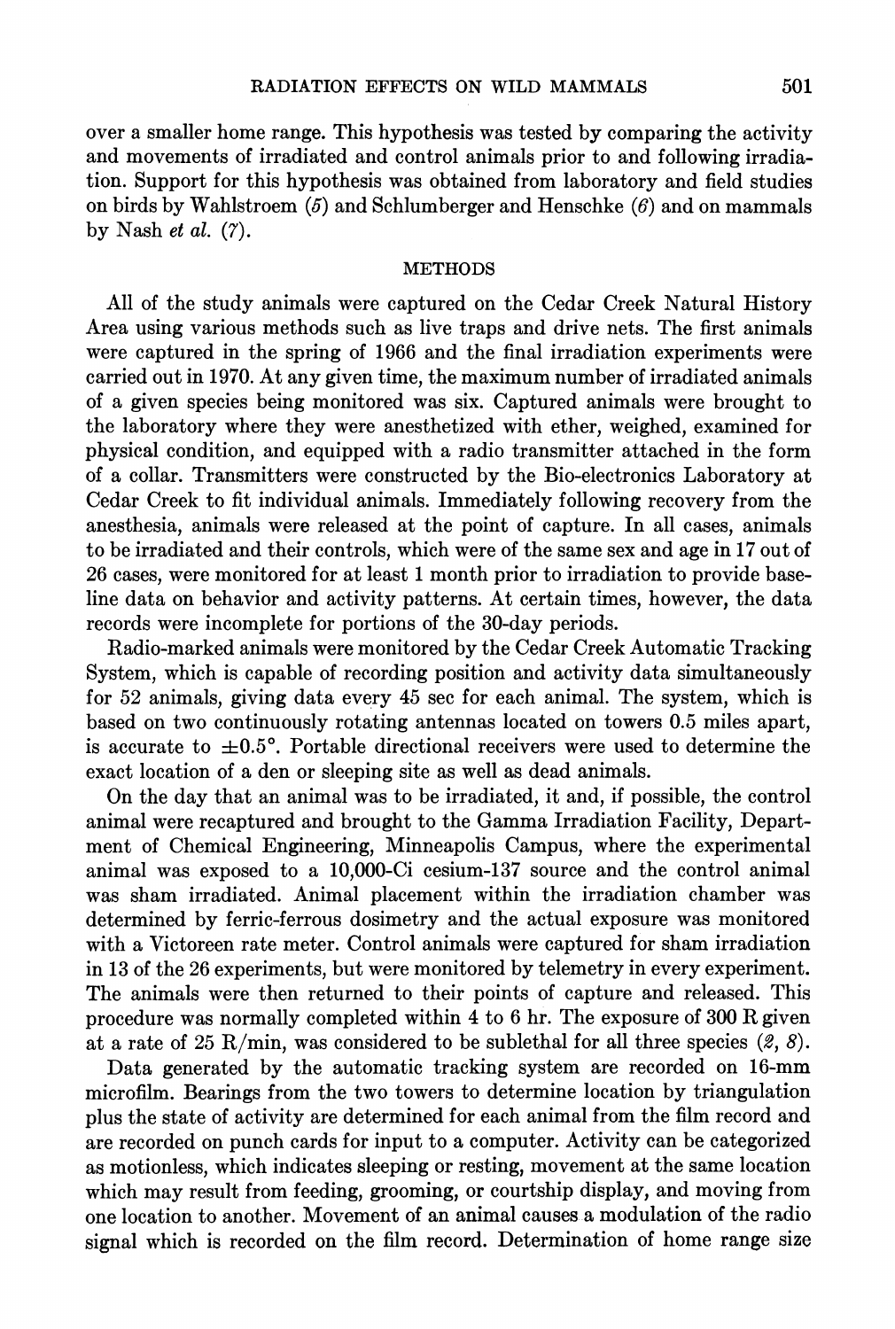over a smaller home range. This hypothesis was tested by comparing the activity and movements of irradiated and control animals prior to and following irradiation. Support for this hypothesis was obtained from laboratory and field studies on birds by Wahlstroem (*5*) and Schlumberger and Henschke (*6*) and on mammals by Nash *et al.* (*7*).

## METHODS

All of the study animals were captured on the Cedar Creek Natural History Area using various methods such as live traps and drive nets. The first animals were captured in the spring of 1966 and the final irradiation experiments were carried out in 1970. At any given time, the maximum number of irradiated animals of a given species being monitored was six. Captured animals were brought to the laboratory where they were anesthetized with ether, weighed, examined for physical condition, and equipped with a radio transmitter attached in the form of a collar. Transmitters were constructed by the Bio-electronics Laboratory at Cedar Creek to fit individual animals. Immediately following recovery from the anesthesia, animals were released at the point of capture. In all cases, animals to be irradiated and their controls, which were of the same sex and age in 17 out of 26 cases, were monitored for at least 1 month prior to irradiation to provide baseline data on behavior and activity patterns. At certain times, however, the data records were incomplete for portions of the 30-day periods.

Radio-marked animals were monitored by the Cedar Creek Automatic Tracking System, which is capable of recording position and activity data simultaneously for 52 animals, giving data every 45 sec for each animal. The system, which is based on two continuously rotating antennas located on towers 0.5 miles apart, is accurate to $\pm 0.5°$. Portable directional receivers were used to determine the exact location of a den or sleeping site as well as dead animals.

On the day that an animal was to be irradiated, it and, if possible, the control animal were recaptured and brought to the Gamma Irradiation Facility, Department of Chemical Engineering, Minneapolis Campus, where the experimental animal was exposed to a 10,000-Ci cesium-137 source and the control animal was sham irradiated. Animal placement within the irradiation chamber was determined by ferric-ferrous dosimetry and the actual exposure was monitored with a Victoreen rate meter. Control animals were captured for sham irradiation in 13 of the 26 experiments, but were monitored by telemetry in every experiment. The animals were then returned to their points of capture and released. This procedure was normally completed within 4 to 6 hr. The exposure of 300 R given at a rate of 25 R/min, was considered to be sublethal for all three species (*2*, *8*).

Data generated by the automatic tracking system are recorded on 16-mm microfilm. Bearings from the two towers to determine location by triangulation plus the state of activity are determined for each animal from the film record and are recorded on punch cards for input to a computer. Activity can be categorized as motionless, which indicates sleeping or resting, movement at the same location which may result from feeding, grooming, or courtship display, and moving from one location to another. Movement of an animal causes a modulation of the radio signal which is recorded on the film record. Determination of home range size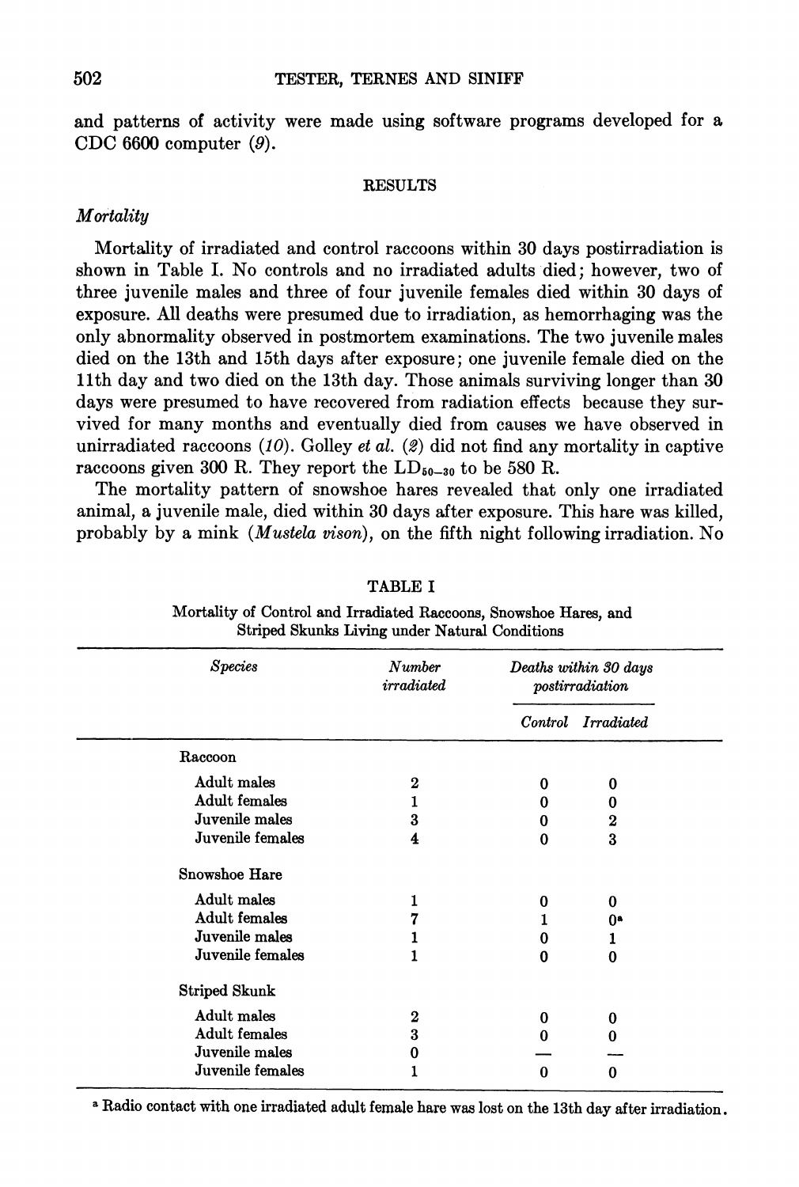and patterns of activity were made using software programs developed for a CDC 6600 computer (9).

## RESULTS

### *Mortality*

Mortality of irradiated and control raccoons within 30 days postirradiation is shown in Table I. No controls and no irradiated adults died; however, two of three juvenile males and three of four juvenile females died within 30 days of exposure. All deaths were presumed due to irradiation, as hemorrhaging was the only abnormality observed in postmortem examinations. The two juvenile males died on the 13th and 15th days after exposure; one juvenile female died on the 11th day and two died on the 13th day. Those animals surviving longer than 30 days were presumed to have recovered from radiation effects because they survived for many months and eventually died from causes we have observed in unirradiated raccoons (10). Golley *et al.* (2) did not find any mortality in captive raccoons given 300 R. They report the $LD_{50-30}$ to be 580 R.

The mortality pattern of snowshoe hares revealed that only one irradiated animal, a juvenile male, died within 30 days after exposure. This hare was killed, probably by a mink (*Mustela vison*), on the fifth night following irradiation. No

TABLE I

Mortality of Control and Irradiated Raccoons, Snowshoe Hares, and Striped Skunks Living under Natural Conditions

| *Species* | *Number irradiated* | *Deaths within 30 days postirradiation* | |
|---|---|---|---|
| | | *Control* | *Irradiated* |
| Raccoon | | | |
| Adult males | 2 | 0 | 0 |
| Adult females | 1 | 0 | 0 |
| Juvenile males | 3 | 0 | 2 |
| Juvenile females | 4 | 0 | 3 |
| Snowshoe Hare | | | |
| Adult males | 1 | 0 | 0 |
| Adult females | 7 | 1 | 0[a] |
| Juvenile males | 1 | 0 | 1 |
| Juvenile females | 1 | 0 | 0 |
| Striped Skunk | | | |
| Adult males | 2 | 0 | 0 |
| Adult females | 3 | 0 | 0 |
| Juvenile males | 0 | — | — |
| Juvenile females | 1 | 0 | 0 |

[a] Radio contact with one irradiated adult female hare was lost on the 13th day after irradiation.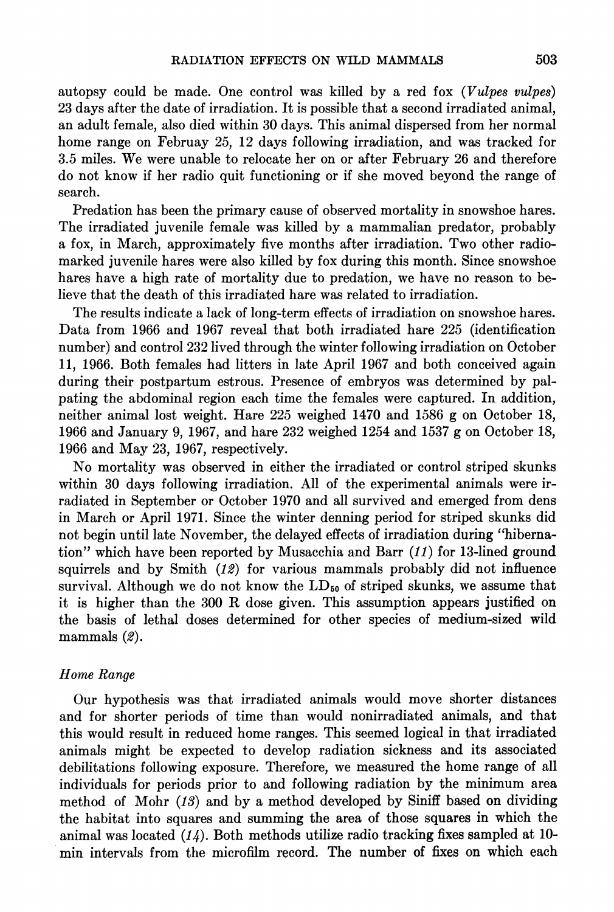autopsy could be made. One control was killed by a red fox (*Vulpes vulpes*) 23 days after the date of irradiation. It is possible that a second irradiated animal, an adult female, also died within 30 days. This animal dispersed from her normal home range on Februay 25, 12 days following irradiation, and was tracked for 3.5 miles. We were unable to relocate her on or after February 26 and therefore do not know if her radio quit functioning or if she moved beyond the range of search.

Predation has been the primary cause of observed mortality in snowshoe hares. The irradiated juvenile female was killed by a mammalian predator, probably a fox, in March, approximately five months after irradiation. Two other radio-marked juvenile hares were also killed by fox during this month. Since snowshoe hares have a high rate of mortality due to predation, we have no reason to believe that the death of this irradiated hare was related to irradiation.

The results indicate a lack of long-term effects of irradiation on snowshoe hares. Data from 1966 and 1967 reveal that both irradiated hare 225 (identification number) and control 232 lived through the winter following irradiation on October 11, 1966. Both females had litters in late April 1967 and both conceived again during their postpartum estrous. Presence of embryos was determined by palpating the abdominal region each time the females were captured. In addition, neither animal lost weight. Hare 225 weighed 1470 and 1586 g on October 18, 1966 and January 9, 1967, and hare 232 weighed 1254 and 1537 g on October 18, 1966 and May 23, 1967, respectively.

No mortality was observed in either the irradiated or control striped skunks within 30 days following irradiation. All of the experimental animals were irradiated in September or October 1970 and all survived and emerged from dens in March or April 1971. Since the winter denning period for striped skunks did not begin until late November, the delayed effects of irradiation during "hibernation" which have been reported by Musacchia and Barr (*11*) for 13-lined ground squirrels and by Smith (*12*) for various mammals probably did not influence survival. Although we do not know the $LD_{50}$ of striped skunks, we assume that it is higher than the 300 R dose given. This assumption appears justified on the basis of lethal doses determined for other species of medium-sized wild mammals (*2*).

### *Home Range*

Our hypothesis was that irradiated animals would move shorter distances and for shorter periods of time than would nonirradiated animals, and that this would result in reduced home ranges. This seemed logical in that irradiated animals might be expected to develop radiation sickness and its associated debilitations following exposure. Therefore, we measured the home range of all individuals for periods prior to and following radiation by the minimum area method of Mohr (*13*) and by a method developed by Siniff based on dividing the habitat into squares and summing the area of those squares in which the animal was located (*14*). Both methods utilize radio tracking fixes sampled at 10-min intervals from the microfilm record. The number of fixes on which each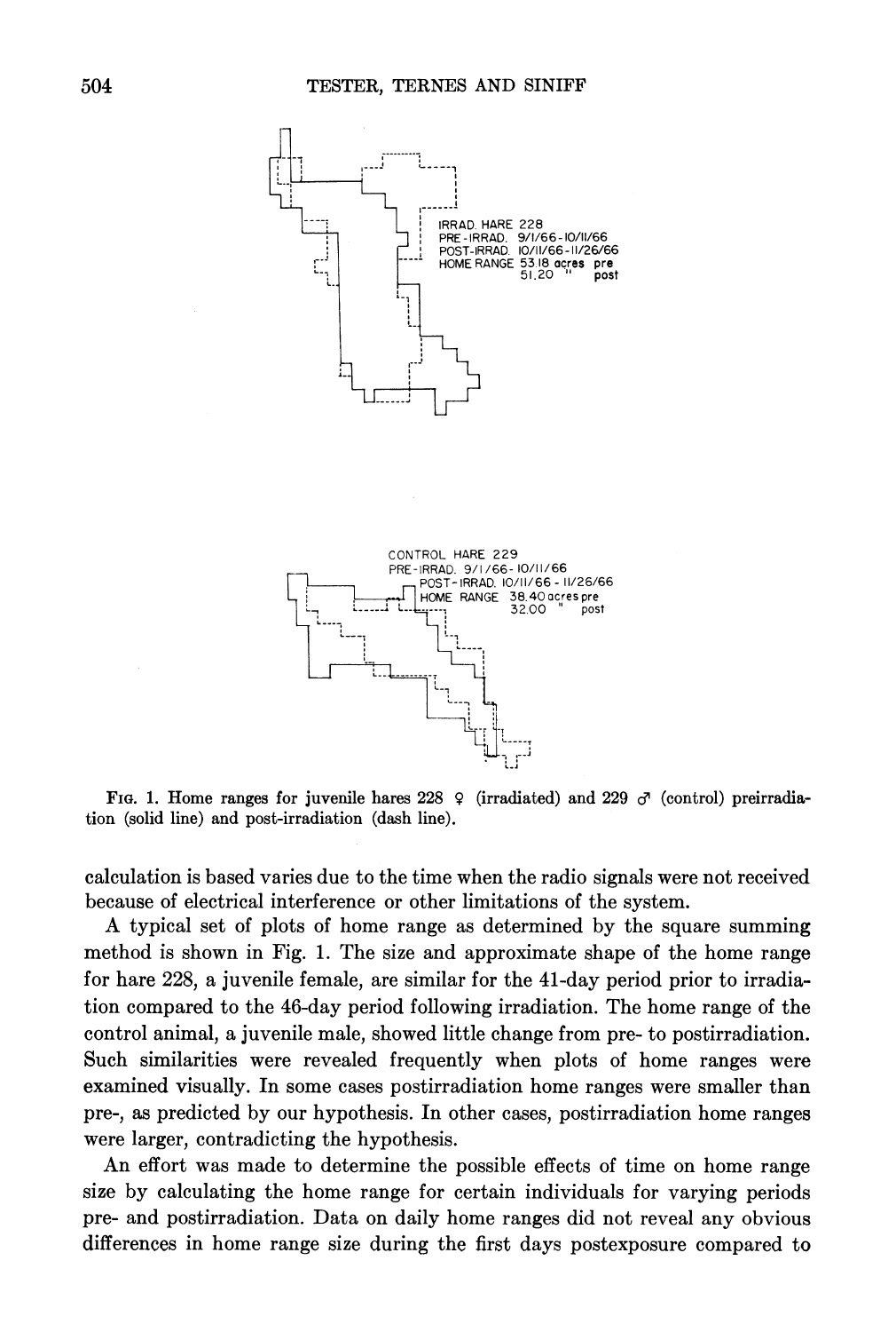IRRAD. HARE 228
PRE-IRRAD. 9/1/66-10/11/66
POST-IRRAD. 10/11/66-11/26/66
HOME RANGE 53.18 acres pre
51.20 " post

CONTROL HARE 229
PRE-IRRAD. 9/1/66-10/11/66
POST-IRRAD. 10/11/66-11/26/66
HOME RANGE 38.40 acres pre
32.00 " post

FIG. 1. Home ranges for juvenile hares 228 ♀ (irradiated) and 229 ♂ (control) preirradiation (solid line) and post-irradiation (dash line).

calculation is based varies due to the time when the radio signals were not received because of electrical interference or other limitations of the system.

A typical set of plots of home range as determined by the square summing method is shown in Fig. 1. The size and approximate shape of the home range for hare 228, a juvenile female, are similar for the 41-day period prior to irradiation compared to the 46-day period following irradiation. The home range of the control animal, a juvenile male, showed little change from pre- to postirradiation. Such similarities were revealed frequently when plots of home ranges were examined visually. In some cases postirradiation home ranges were smaller than pre-, as predicted by our hypothesis. In other cases, postirradiation home ranges were larger, contradicting the hypothesis.

An effort was made to determine the possible effects of time on home range size by calculating the home range for certain individuals for varying periods pre- and postirradiation. Data on daily home ranges did not reveal any obvious differences in home range size during the first days postexposure compared to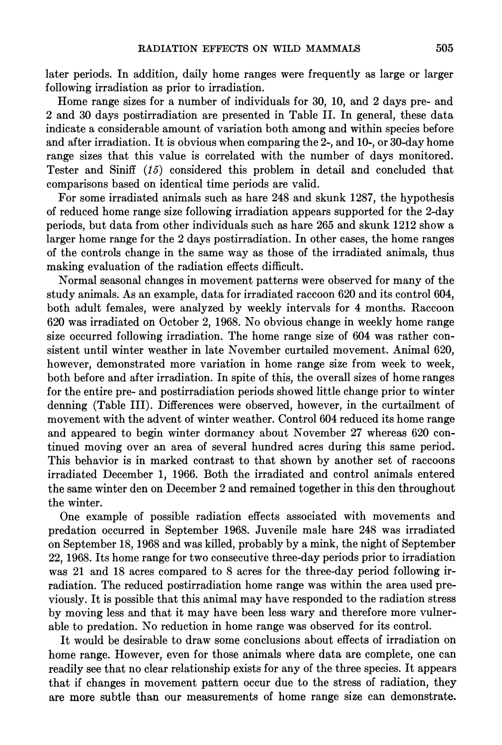later periods. In addition, daily home ranges were frequently as large or larger following irradiation as prior to irradiation.

Home range sizes for a number of individuals for 30, 10, and 2 days pre- and 2 and 30 days postirradiation are presented in Table II. In general, these data indicate a considerable amount of variation both among and within species before and after irradiation. It is obvious when comparing the 2-, and 10-, or 30-day home range sizes that this value is correlated with the number of days monitored. Tester and Siniff (*15*) considered this problem in detail and concluded that comparisons based on identical time periods are valid.

For some irradiated animals such as hare 248 and skunk 1287, the hypothesis of reduced home range size following irradiation appears supported for the 2-day periods, but data from other individuals such as hare 265 and skunk 1212 show a larger home range for the 2 days postirradiation. In other cases, the home ranges of the controls change in the same way as those of the irradiated animals, thus making evaluation of the radiation effects difficult.

Normal seasonal changes in movement patterns were observed for many of the study animals. As an example, data for irradiated raccoon 620 and its control 604, both adult females, were analyzed by weekly intervals for 4 months. Raccoon 620 was irradiated on October 2, 1968. No obvious change in weekly home range size occurred following irradiation. The home range size of 604 was rather consistent until winter weather in late November curtailed movement. Animal 620, however, demonstrated more variation in home range size from week to week, both before and after irradiation. In spite of this, the overall sizes of home ranges for the entire pre- and postirradiation periods showed little change prior to winter denning (Table III). Differences were observed, however, in the curtailment of movement with the advent of winter weather. Control 604 reduced its home range and appeared to begin winter dormancy about November 27 whereas 620 continued moving over an area of several hundred acres during this same period. This behavior is in marked contrast to that shown by another set of raccoons irradiated December 1, 1966. Both the irradiated and control animals entered the same winter den on December 2 and remained together in this den throughout the winter.

One example of possible radiation effects associated with movements and predation occurred in September 1968. Juvenile male hare 248 was irradiated on September 18, 1968 and was killed, probably by a mink, the night of September 22, 1968. Its home range for two consecutive three-day periods prior to irradiation was 21 and 18 acres compared to 8 acres for the three-day period following irradiation. The reduced postirradiation home range was within the area used previously. It is possible that this animal may have responded to the radiation stress by moving less and that it may have been less wary and therefore more vulnerable to predation. No reduction in home range was observed for its control.

It would be desirable to draw some conclusions about effects of irradiation on home range. However, even for those animals where data are complete, one can readily see that no clear relationship exists for any of the three species. It appears that if changes in movement pattern occur due to the stress of radiation, they are more subtle than our measurements of home range size can demonstrate.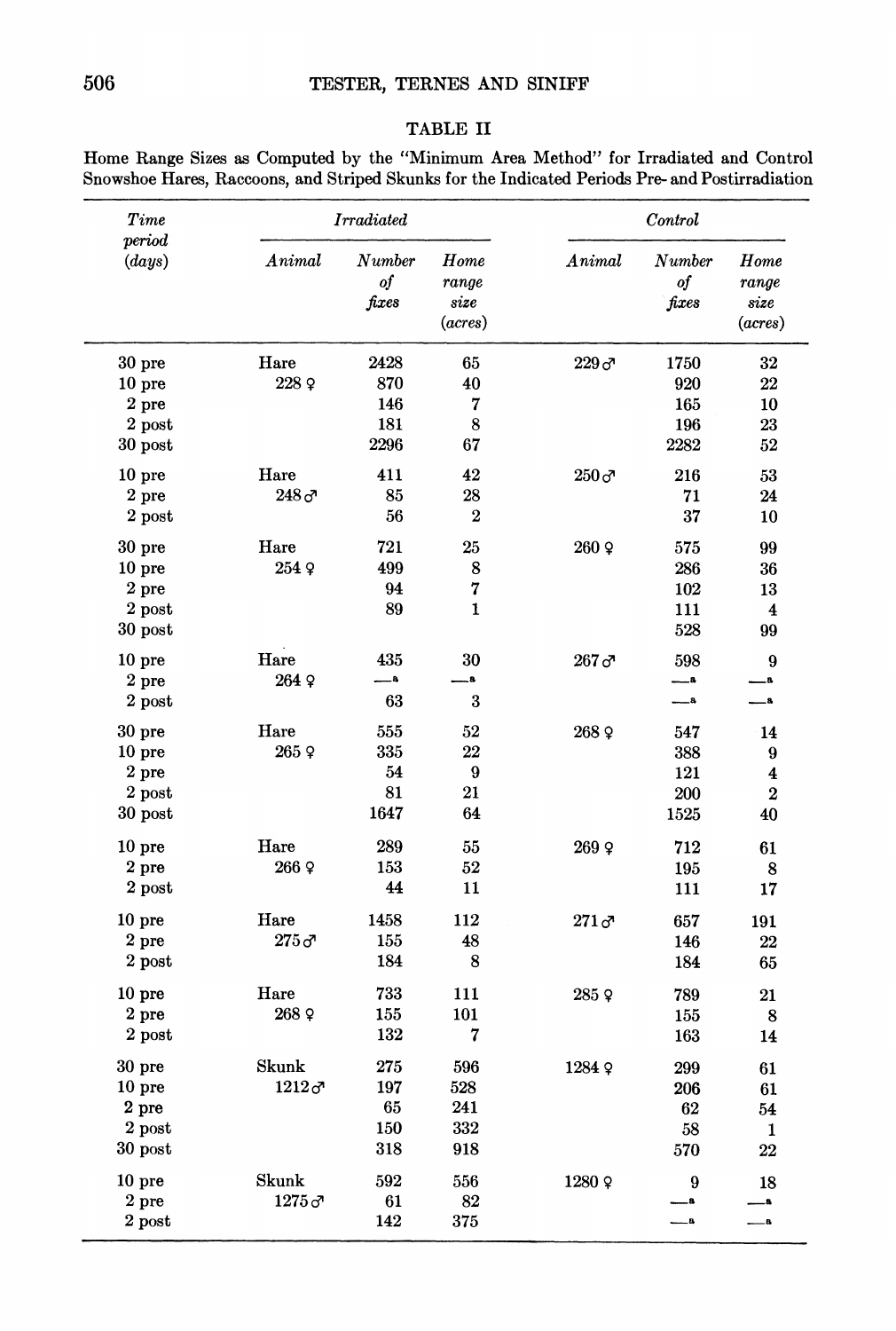## TABLE II

Home Range Sizes as Computed by the "Minimum Area Method" for Irradiated and Control Snowshoe Hares, Raccoons, and Striped Skunks for the Indicated Periods Pre- and Postirradiation

| *Time period (days)* | *Irradiated* | | | *Control* | | |
|---|---|---|---|---|---|---|
| | *Animal* | *Number of fixes* | *Home range size (acres)* | *Animal* | *Number of fixes* | *Home range size (acres)* |
| 30 pre | Hare | 2428 | 65 | 229 ♂ | 1750 | 32 |
| 10 pre | 228 ♀ | 870 | 40 | | 920 | 22 |
| 2 pre | | 146 | 7 | | 165 | 10 |
| 2 post | | 181 | 8 | | 196 | 23 |
| 30 post | | 2296 | 67 | | 2282 | 52 |
| 10 pre | Hare | 411 | 42 | 250 ♂ | 216 | 53 |
| 2 pre | 248 ♂ | 85 | 28 | | 71 | 24 |
| 2 post | | 56 | 2 | | 37 | 10 |
| 30 pre | Hare | 721 | 25 | 260 ♀ | 575 | 99 |
| 10 pre | 254 ♀ | 499 | 8 | | 286 | 36 |
| 2 pre | | 94 | 7 | | 102 | 13 |
| 2 post | | 89 | 1 | | 111 | 4 |
| 30 post | | | | | 528 | 99 |
| 10 pre | Hare | 435 | 30 | 267 ♂ | 598 | 9 |
| 2 pre | 264 ♀ | —[a] | —[a] | | —[a] | —[a] |
| 2 post | | 63 | 3 | | —[a] | —[a] |
| 30 pre | Hare | 555 | 52 | 268 ♀ | 547 | 14 |
| 10 pre | 265 ♀ | 335 | 22 | | 388 | 9 |
| 2 pre | | 54 | 9 | | 121 | 4 |
| 2 post | | 81 | 21 | | 200 | 2 |
| 30 post | | 1647 | 64 | | 1525 | 40 |
| 10 pre | Hare | 289 | 55 | 269 ♀ | 712 | 61 |
| 2 pre | 266 ♀ | 153 | 52 | | 195 | 8 |
| 2 post | | 44 | 11 | | 111 | 17 |
| 10 pre | Hare | 1458 | 112 | 271 ♂ | 657 | 191 |
| 2 pre | 275 ♂ | 155 | 48 | | 146 | 22 |
| 2 post | | 184 | 8 | | 184 | 65 |
| 10 pre | Hare | 733 | 111 | 285 ♀ | 789 | 21 |
| 2 pre | 268 ♀ | 155 | 101 | | 155 | 8 |
| 2 post | | 132 | 7 | | 163 | 14 |
| 30 pre | Skunk | 275 | 596 | 1284 ♀ | 299 | 61 |
| 10 pre | 1212 ♂ | 197 | 528 | | 206 | 61 |
| 2 pre | | 65 | 241 | | 62 | 54 |
| 2 post | | 150 | 332 | | 58 | 1 |
| 30 post | | 318 | 918 | | 570 | 22 |
| 10 pre | Skunk | 592 | 556 | 1280 ♀ | 9 | 18 |
| 2 pre | 1275 ♂ | 61 | 82 | | —[a] | —[a] |
| 2 post | | 142 | 375 | | —[a] | —[a] |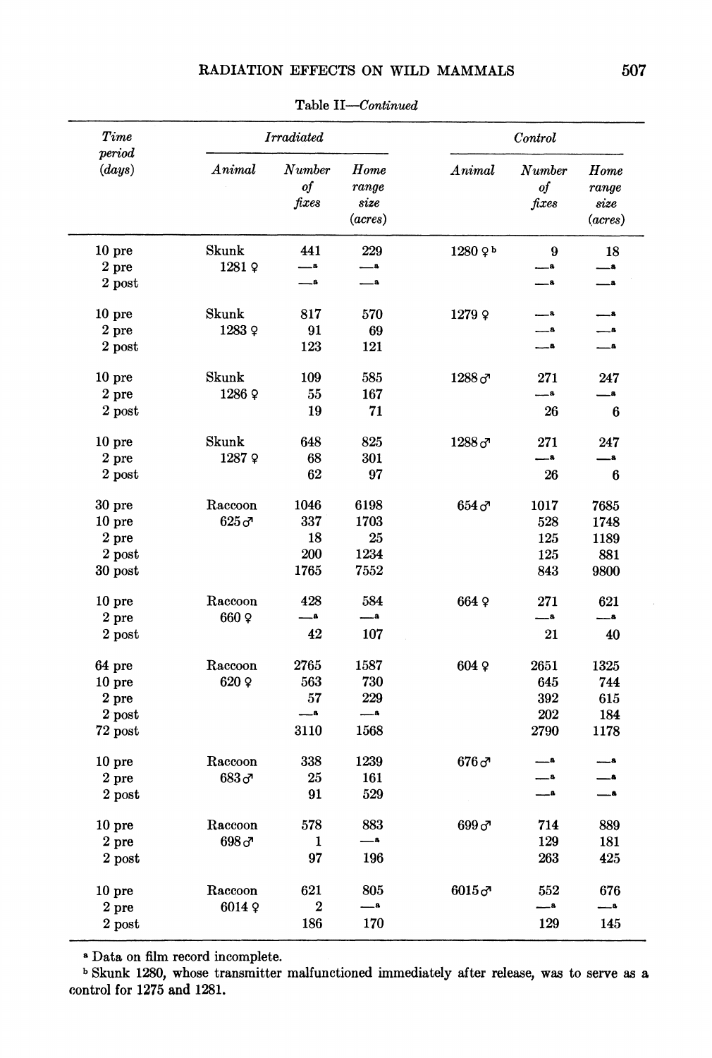Table II—*Continued*

| *Time period (days)* | *Irradiated* | | | *Control* | | |
|---|---|---|---|---|---|---|
| | *Animal* | *Number of fixes* | *Home range size (acres)* | *Animal* | *Number of fixes* | *Home range size (acres)* |
| 10 pre | Skunk | 441 | 229 | 1280 ♀ [b] | 9 | 18 |
| 2 pre | 1281 ♀ | — [a] | — [a] | | — [a] | — [a] |
| 2 post | | — [a] | — [a] | | — [a] | — [a] |
| 10 pre | Skunk | 817 | 570 | 1279 ♀ | — [a] | — [a] |
| 2 pre | 1283 ♀ | 91 | 69 | | — [a] | — [a] |
| 2 post | | 123 | 121 | | — [a] | — [a] |
| 10 pre | Skunk | 109 | 585 | 1288 ♂ | 271 | 247 |
| 2 pre | 1286 ♀ | 55 | 167 | | — [a] | — [a] |
| 2 post | | 19 | 71 | | 26 | 6 |
| 10 pre | Skunk | 648 | 825 | 1288 ♂ | 271 | 247 |
| 2 pre | 1287 ♀ | 68 | 301 | | — [a] | — [a] |
| 2 post | | 62 | 97 | | 26 | 6 |
| 30 pre | Raccoon | 1046 | 6198 | 654 ♂ | 1017 | 7685 |
| 10 pre | 625 ♂ | 337 | 1703 | | 528 | 1748 |
| 2 pre | | 18 | 25 | | 125 | 1189 |
| 2 post | | 200 | 1234 | | 125 | 881 |
| 30 post | | 1765 | 7552 | | 843 | 9800 |
| 10 pre | Raccoon | 428 | 584 | 664 ♀ | 271 | 621 |
| 2 pre | 660 ♀ | — [a] | — [a] | | — [a] | — [a] |
| 2 post | | 42 | 107 | | 21 | 40 |
| 64 pre | Raccoon | 2765 | 1587 | 604 ♀ | 2651 | 1325 |
| 10 pre | 620 ♀ | 563 | 730 | | 645 | 744 |
| 2 pre | | 57 | 229 | | 392 | 615 |
| 2 post | | — [a] | — [a] | | 202 | 184 |
| 72 post | | 3110 | 1568 | | 2790 | 1178 |
| 10 pre | Raccoon | 338 | 1239 | 676 ♂ | — [a] | — [a] |
| 2 pre | 683 ♂ | 25 | 161 | | — [a] | — [a] |
| 2 post | | 91 | 529 | | — [a] | — [a] |
| 10 pre | Raccoon | 578 | 883 | 699 ♂ | 714 | 889 |
| 2 pre | 698 ♂ | 1 | — [a] | | 129 | 181 |
| 2 post | | 97 | 196 | | 263 | 425 |
| 10 pre | Raccoon | 621 | 805 | 6015 ♂ | 552 | 676 |
| 2 pre | 6014 ♀ | 2 | — [a] | | — [a] | — [a] |
| 2 post | | 186 | 170 | | 129 | 145 |

[a] Data on film record incomplete.

[b] Skunk 1280, whose transmitter malfunctioned immediately after release, was to serve as a control for 1275 and 1281.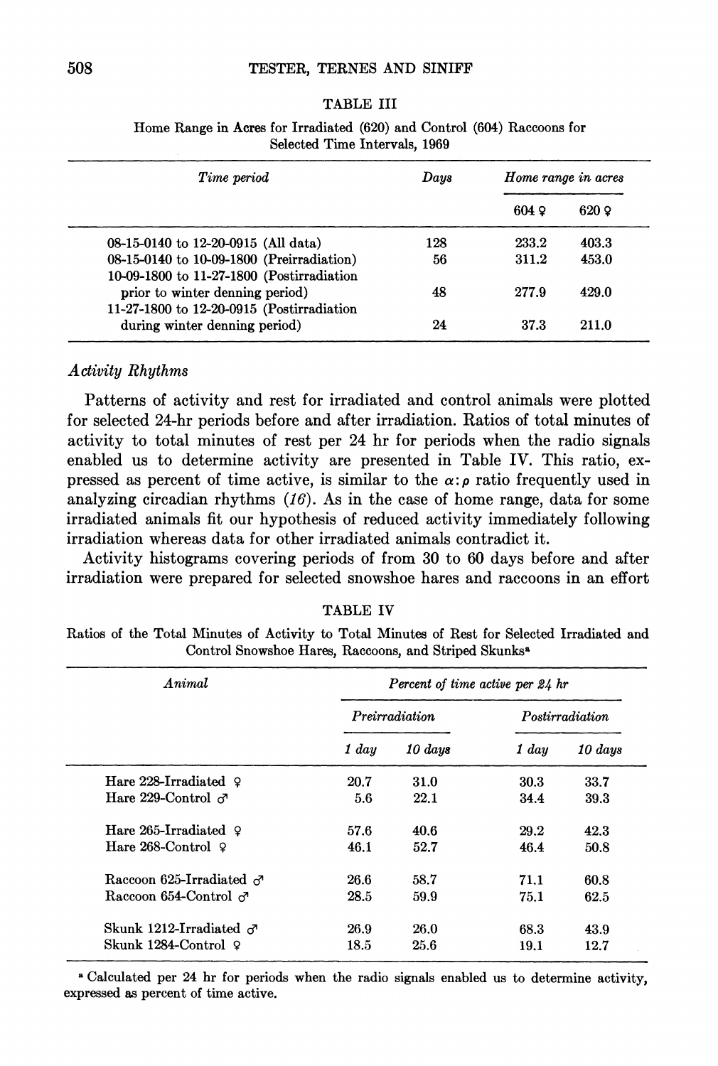TABLE III

Home Range in Acres for Irradiated (620) and Control (604) Raccoons for Selected Time Intervals, 1969

| *Time period* | *Days* | *Home range in acres* | |
|---|---|---|---|
| | | 604 ♀ | 620 ♀ |
| 08-15-0140 to 12-20-0915 (All data) | 128 | 233.2 | 403.3 |
| 08-15-0140 to 10-09-1800 (Preirradiation) | 56 | 311.2 | 453.0 |
| 10-09-1800 to 11-27-1800 (Postirradiation prior to winter denning period) | 48 | 277.9 | 429.0 |
| 11-27-1800 to 12-20-0915 (Postirradiation during winter denning period) | 24 | 37.3 | 211.0 |

### *Activity Rhythms*

Patterns of activity and rest for irradiated and control animals were plotted for selected 24-hr periods before and after irradiation. Ratios of total minutes of activity to total minutes of rest per 24 hr for periods when the radio signals enabled us to determine activity are presented in Table IV. This ratio, expressed as percent of time active, is similar to the $\alpha:\rho$ ratio frequently used in analyzing circadian rhythms (*16*). As in the case of home range, data for some irradiated animals fit our hypothesis of reduced activity immediately following irradiation whereas data for other irradiated animals contradict it.

Activity histograms covering periods of from 30 to 60 days before and after irradiation were prepared for selected snowshoe hares and raccoons in an effort

TABLE IV

Ratios of the Total Minutes of Activity to Total Minutes of Rest for Selected Irradiated and Control Snowshoe Hares, Raccoons, and Striped Skunks[a]

| *Animal* | *Percent of time active per 24 hr* | | | |
|---|---|---|---|---|
| | *Preirradiation* | | *Postirradiation* | |
| | *1 day* | *10 days* | *1 day* | *10 days* |
| Hare 228-Irradiated ♀ | 20.7 | 31.0 | 30.3 | 33.7 |
| Hare 229-Control ♂ | 5.6 | 22.1 | 34.4 | 39.3 |
| Hare 265-Irradiated ♀ | 57.6 | 40.6 | 29.2 | 42.3 |
| Hare 268-Control ♀ | 46.1 | 52.7 | 46.4 | 50.8 |
| Raccoon 625-Irradiated ♂ | 26.6 | 58.7 | 71.1 | 60.8 |
| Raccoon 654-Control ♂ | 28.5 | 59.9 | 75.1 | 62.5 |
| Skunk 1212-Irradiated ♂ | 26.9 | 26.0 | 68.3 | 43.9 |
| Skunk 1284-Control ♀ | 18.5 | 25.6 | 19.1 | 12.7 |

[a] Calculated per 24 hr for periods when the radio signals enabled us to determine activity, expressed as percent of time active.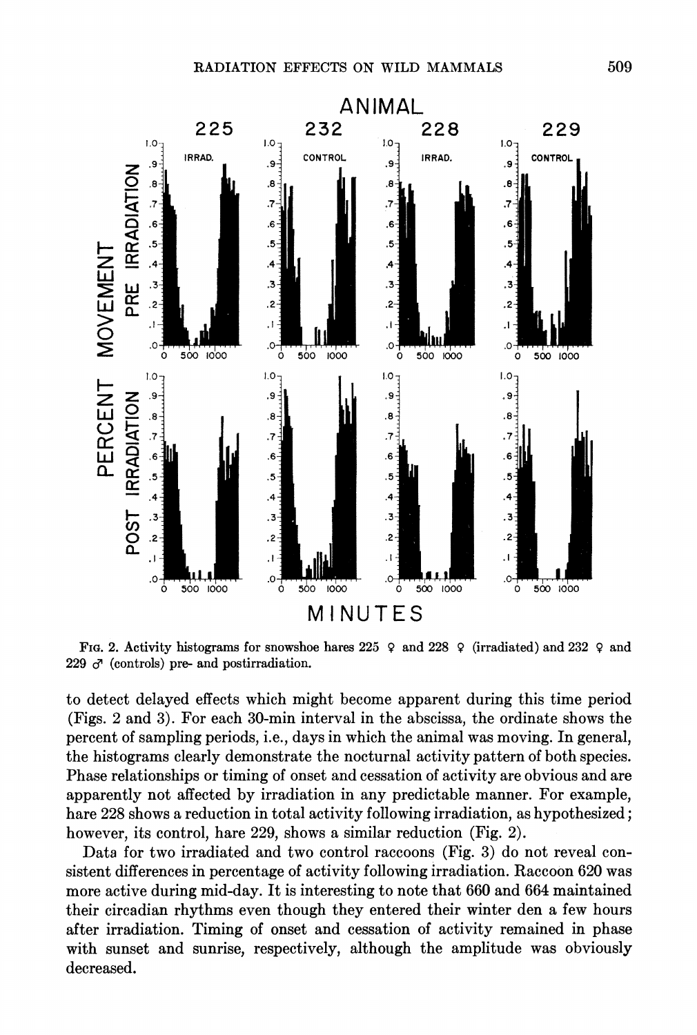FIG. 2. Activity histograms for snowshoe hares 225 ♀ and 228 ♀ (irradiated) and 232 ♀ and 229 ♂ (controls) pre- and postirradiation.

to detect delayed effects which might become apparent during this time period (Figs. 2 and 3). For each 30-min interval in the abscissa, the ordinate shows the percent of sampling periods, i.e., days in which the animal was moving. In general, the histograms clearly demonstrate the nocturnal activity pattern of both species. Phase relationships or timing of onset and cessation of activity are obvious and are apparently not affected by irradiation in any predictable manner. For example, hare 228 shows a reduction in total activity following irradiation, as hypothesized; however, its control, hare 229, shows a similar reduction (Fig. 2).

Data for two irradiated and two control raccoons (Fig. 3) do not reveal consistent differences in percentage of activity following irradiation. Raccoon 620 was more active during mid-day. It is interesting to note that 660 and 664 maintained their circadian rhythms even though they entered their winter den a few hours after irradiation. Timing of onset and cessation of activity remained in phase with sunset and sunrise, respectively, although the amplitude was obviously decreased.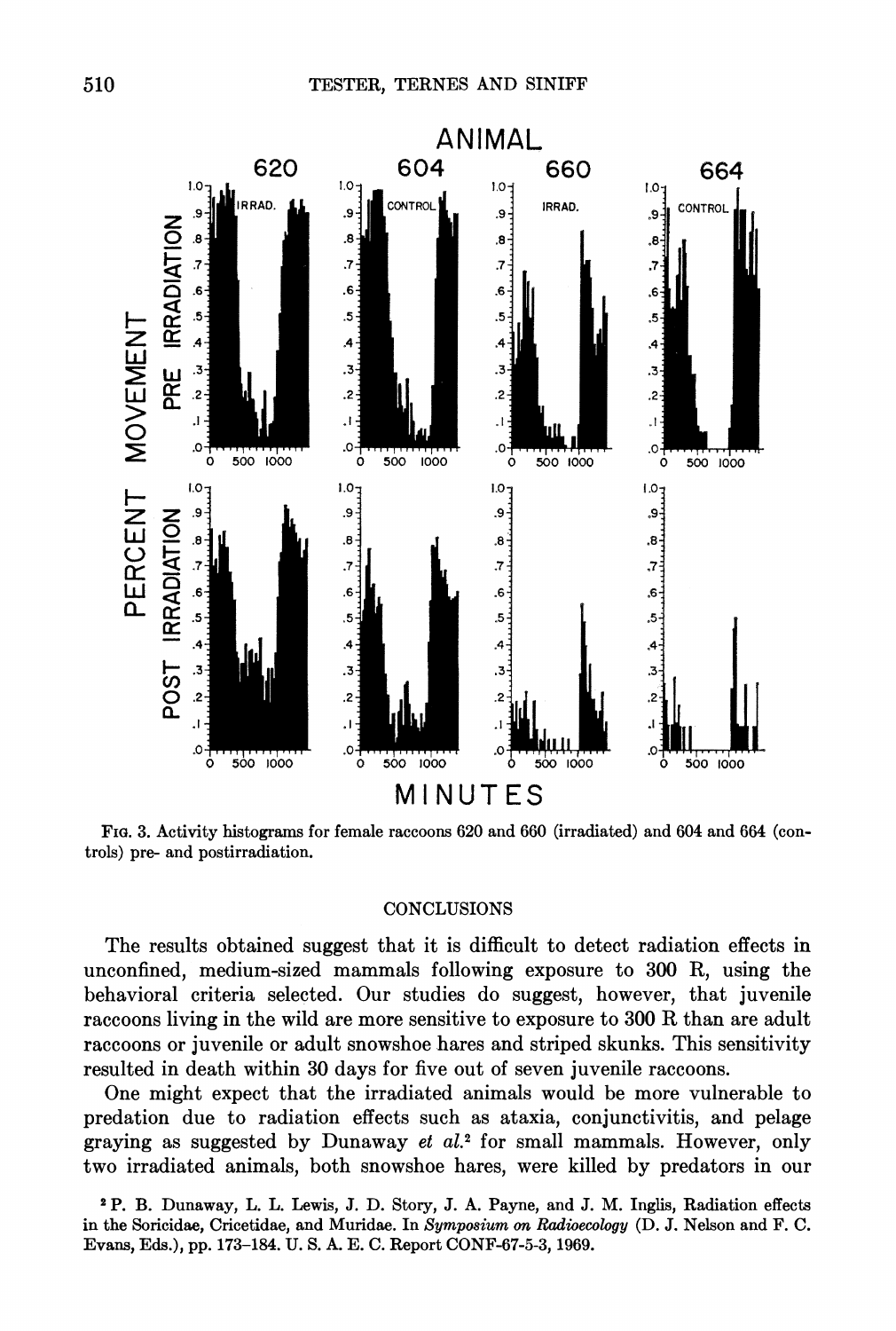FIG. 3. Activity histograms for female raccoons 620 and 660 (irradiated) and 604 and 664 (controls) pre- and postirradiation.

## CONCLUSIONS

The results obtained suggest that it is difficult to detect radiation effects in unconfined, medium-sized mammals following exposure to 300 R, using the behavioral criteria selected. Our studies do suggest, however, that juvenile raccoons living in the wild are more sensitive to exposure to 300 R than are adult raccoons or juvenile or adult snowshoe hares and striped skunks. This sensitivity resulted in death within 30 days for five out of seven juvenile raccoons.

One might expect that the irradiated animals would be more vulnerable to predation due to radiation effects such as ataxia, conjunctivitis, and pelage graying as suggested by Dunaway *et al.*[2] for small mammals. However, only two irradiated animals, both snowshoe hares, were killed by predators in our

[2] P. B. Dunaway, L. L. Lewis, J. D. Story, J. A. Payne, and J. M. Inglis, Radiation effects in the Soricidae, Cricetidae, and Muridae. In *Symposium on Radioecology* (D. J. Nelson and F. C. Evans, Eds.), pp. 173–184. U. S. A. E. C. Report CONF-67-5-3, 1969.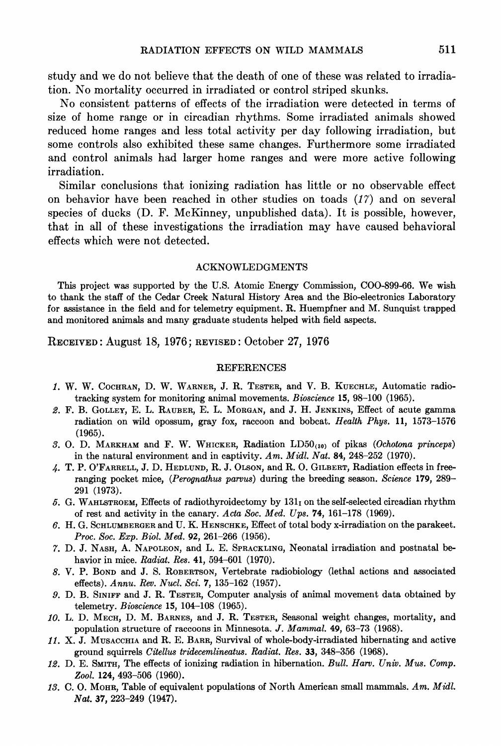study and we do not believe that the death of one of these was related to irradiation. No mortality occurred in irradiated or control striped skunks.

No consistent patterns of effects of the irradiation were detected in terms of size of home range or in circadian rhythms. Some irradiated animals showed reduced home ranges and less total activity per day following irradiation, but some controls also exhibited these same changes. Furthermore some irradiated and control animals had larger home ranges and were more active following irradiation.

Similar conclusions that ionizing radiation has little or no observable effect on behavior have been reached in other studies on toads (*17*) and on several species of ducks (D. F. McKinney, unpublished data). It is possible, however, that in all of these investigations the irradiation may have caused behavioral effects which were not detected.

## ACKNOWLEDGMENTS

This project was supported by the U.S. Atomic Energy Commission, COO-899-66. We wish to thank the staff of the Cedar Creek Natural History Area and the Bio-electronics Laboratory for assistance in the field and for telemetry equipment. R. Huempfner and M. Sunquist trapped and monitored animals and many graduate students helped with field aspects.

RECEIVED: August 18, 1976; REVISED: October 27, 1976

## REFERENCES

*1.* W. W. Cochran, D. W. Warner, J. R. Tester, and V. B. Kuechle, Automatic radio-tracking system for monitoring animal movements. *Bioscience* **15**, 98–100 (1965).

*2.* F. B. Golley, E. L. Rauber, E. L. Morgan, and J. H. Jenkins, Effect of acute gamma radiation on wild opossum, gray fox, raccoon and bobcat. *Health Phys.* **11**, 1573–1576 (1965).

*3.* O. D. Markham and F. W. Whicker, Radiation $LD50_{(30)}$ of pikas (*Ochotona princeps*) in the natural environment and in captivity. *Am. Midl. Nat.* **84**, 248–252 (1970).

*4.* T. P. O'Farrell, J. D. Hedlund, R. J. Olson, and R. O. Gilbert, Radiation effects in free-ranging pocket mice, (*Perognathus parvus*) during the breeding season. *Science* **179**, 289–291 (1973).

*5.* G. Wahlstroem, Effects of radiothyroidectomy by $131_I$ on the self-selected circadian rhythm of rest and activity in the canary. *Acta Soc. Med. Ups.* **74**, 161–178 (1969).

*6.* H. G. Schlumberger and U. K. Henschke, Effect of total body x-irradiation on the parakeet. *Proc. Soc. Exp. Biol. Med.* **92**, 261–266 (1956).

*7.* D. J. Nash, A. Napoleon, and L. E. Sprackling, Neonatal irradiation and postnatal behavior in mice. *Radiat. Res.* **41**, 594–601 (1970).

*8.* V. P. Bond and J. S. Robertson, Vertebrate radiobiology (lethal actions and associated effects). *Annu. Rev. Nucl. Sci.* **7**, 135–162 (1957).

*9.* D. B. Siniff and J. R. Tester, Computer analysis of animal movement data obtained by telemetry. *Bioscience* **15**, 104–108 (1965).

*10.* L. D. Mech, D. M. Barnes, and J. R. Tester, Seasonal weight changes, mortality, and population structure of raccoons in Minnesota. *J. Mammal.* **49**, 63–73 (1968).

*11.* X. J. Musacchia and R. E. Barr, Survival of whole-body-irradiated hibernating and active ground squirrels *Citellus tridecemlineatus*. *Radiat. Res.* **33**, 348–356 (1968).

*12.* D. E. Smith, The effects of ionizing radiation in hibernation. *Bull. Harv. Univ. Mus. Comp. Zool.* **124**, 493–506 (1960).

*13.* C. O. Mohr, Table of equivalent populations of North American small mammals. *Am. Midl. Nat.* **37**, 223–249 (1947).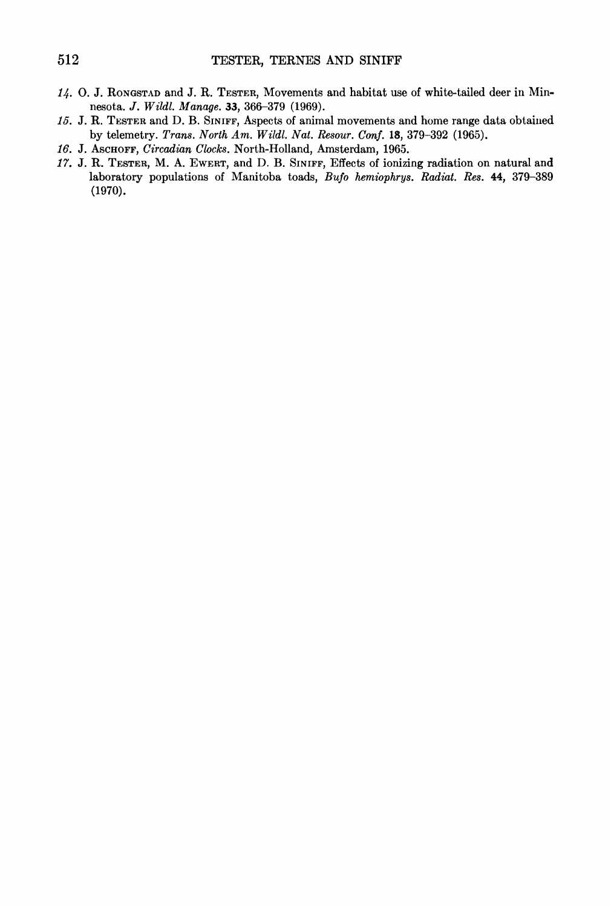14. O. J. Rongstad and J. R. Tester, Movements and habitat use of white-tailed deer in Minnesota. *J. Wildl. Manage.* **33**, 366–379 (1969).
15. J. R. Tester and D. B. Siniff, Aspects of animal movements and home range data obtained by telemetry. *Trans. North Am. Wildl. Nat. Resour. Conf.* **18**, 379–392 (1965).
16. J. Aschoff, *Circadian Clocks*. North-Holland, Amsterdam, 1965.
17. J. R. Tester, M. A. Ewert, and D. B. Siniff, Effects of ionizing radiation on natural and laboratory populations of Manitoba toads, *Bufo hemiophrys*. *Radiat. Res.* **44**, 379–389 (1970).